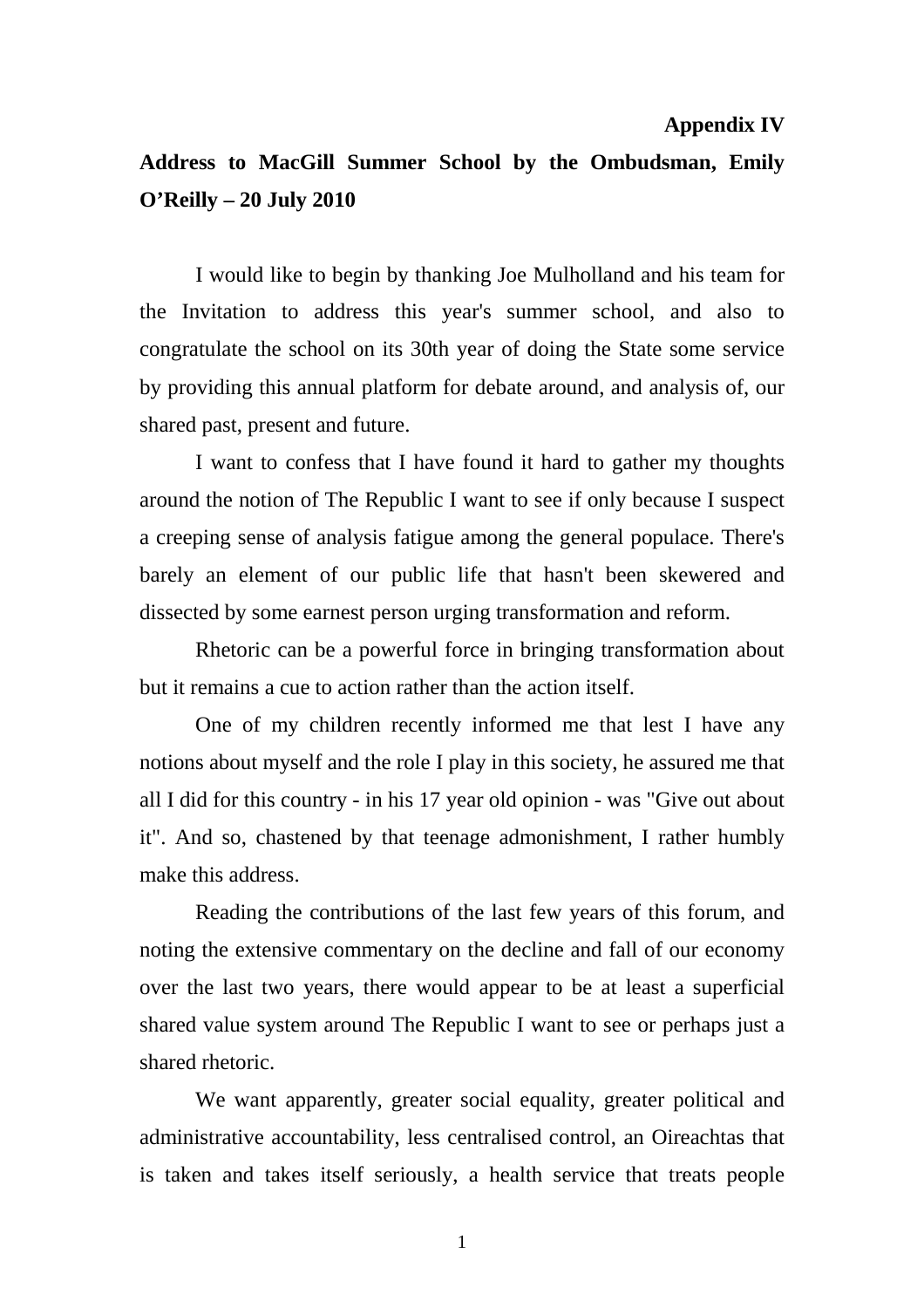**Appendix IV**

## Address to MacGill Summer School by the Ombudsman, Emily O'Reilly – 20 July 2010

I would like to begin by thanking Joe Mulholland and his team for the Invitation to address this year's summer school, and also to congratulate the school on its 30th year of doing the State some service by providing this annual platform for debate around, and analysis of, our shared past, present and future.

I want to confess that I have found it hard to gather my thoughts around the notion of The Republic I want to see if only because I suspect a creeping sense of analysis fatigue among the general populace. There's barely an element of our public life that hasn't been skewered and dissected by some earnest person urging transformation and reform.

Rhetoric can be a powerful force in bringing transformation about but it remains a cue to action rather than the action itself.

One of my children recently informed me that lest I have any notions about myself and the role I play in this society, he assured me that all I did for this country - in his 17 year old opinion - was "Give out about it". And so, chastened by that teenage admonishment, I rather humbly make this address.

Reading the contributions of the last few years of this forum, and noting the extensive commentary on the decline and fall of our economy over the last two years, there would appear to be at least a superficial shared value system around The Republic I want to see or perhaps just a shared rhetoric.

We want apparently, greater social equality, greater political and administrative accountability, less centralised control, an Oireachtas that is taken and takes itself seriously, a health service that treats people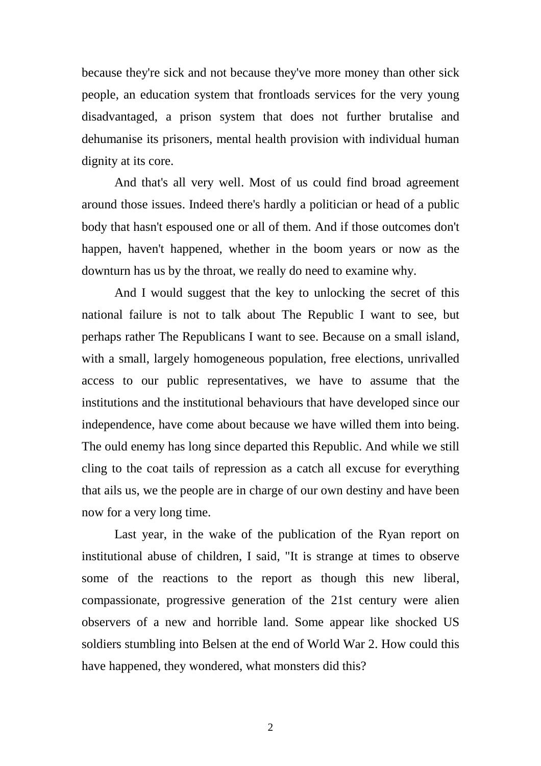because they're sick and not because they've more money than other sick people, an education system that frontloads services for the very young disadvantaged, a prison system that does not further brutalise and dehumanise its prisoners, mental health provision with individual human dignity at its core.

And that's all very well. Most of us could find broad agreement around those issues. Indeed there's hardly a politician or head of a public body that hasn't espoused one or all of them. And if those outcomes don't happen, haven't happened, whether in the boom years or now as the downturn has us by the throat, we really do need to examine why.

And I would suggest that the key to unlocking the secret of this national failure is not to talk about The Republic I want to see, but perhaps rather The Republicans I want to see. Because on a small island, with a small, largely homogeneous population, free elections, unrivalled access to our public representatives, we have to assume that the institutions and the institutional behaviours that have developed since our independence, have come about because we have willed them into being. The ould enemy has long since departed this Republic. And while we still cling to the coat tails of repression as a catch all excuse for everything that ails us, we the people are in charge of our own destiny and have been now for a very long time.

Last year, in the wake of the publication of the Ryan report on institutional abuse of children, I said, "It is strange at times to observe some of the reactions to the report as though this new liberal, compassionate, progressive generation of the 21st century were alien observers of a new and horrible land. Some appear like shocked US soldiers stumbling into Belsen at the end of World War 2. How could this have happened, they wondered, what monsters did this?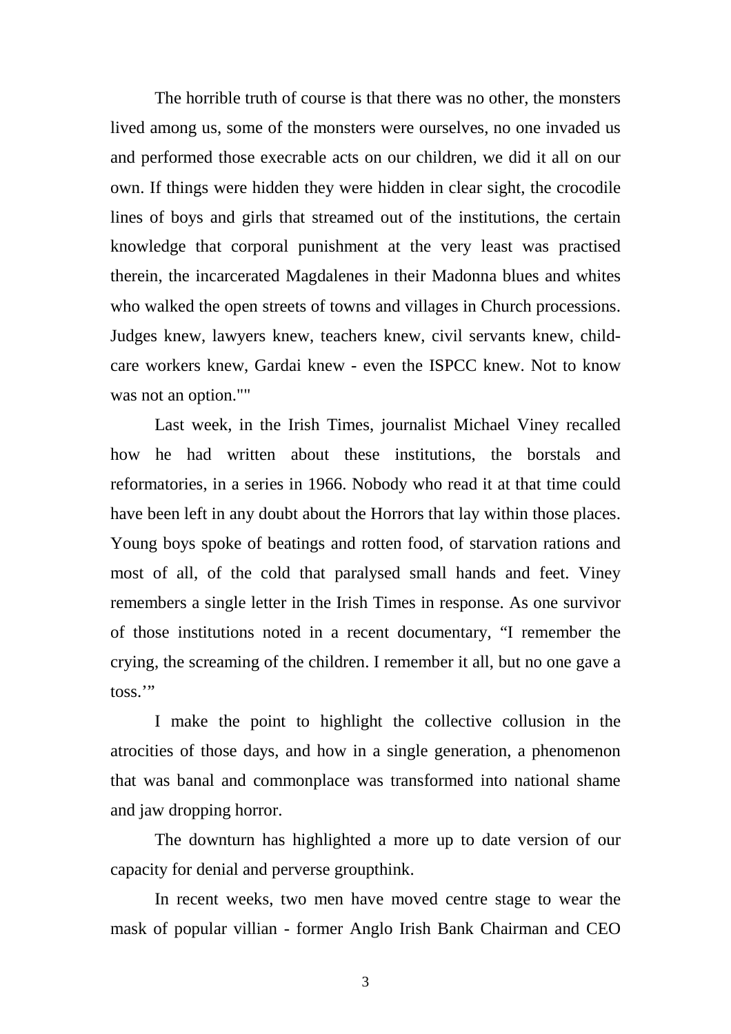The horrible truth of course is that there was no other, the monsters lived among us, some of the monsters were ourselves, no one invaded us and performed those execrable acts on our children, we did it all on our own. If things were hidden they were hidden in clear sight, the crocodile lines of boys and girls that streamed out of the institutions, the certain knowledge that corporal punishment at the very least was practised therein, the incarcerated Magdalenes in their Madonna blues and whites who walked the open streets of towns and villages in Church processions. Judges knew, lawyers knew, teachers knew, civil servants knew, child-care workers knew, Gardai knew - even the ISPCC knew. Not to know was not an option.""

Last week, in the Irish Times, journalist Michael Viney recalled how he had written about these institutions, the borstals and reformatories, in a series in 1966. Nobody who read it at that time could have been left in any doubt about the Horrors that lay within those places. Young boys spoke of beatings and rotten food, of starvation rations and most of all, of the cold that paralysed small hands and feet. Viney remembers a single letter in the Irish Times in response. As one survivor of those institutions noted in a recent documentary, "I remember the crying, the screaming of the children. I remember it all, but no one gave a toss.'"

I make the point to highlight the collective collusion in the atrocities of those days, and how in a single generation, a phenomenon that was banal and commonplace was transformed into national shame and jaw dropping horror.

The downturn has highlighted a more up to date version of our capacity for denial and perverse groupthink.

In recent weeks, two men have moved centre stage to wear the mask of popular villian - former Anglo Irish Bank Chairman and CEO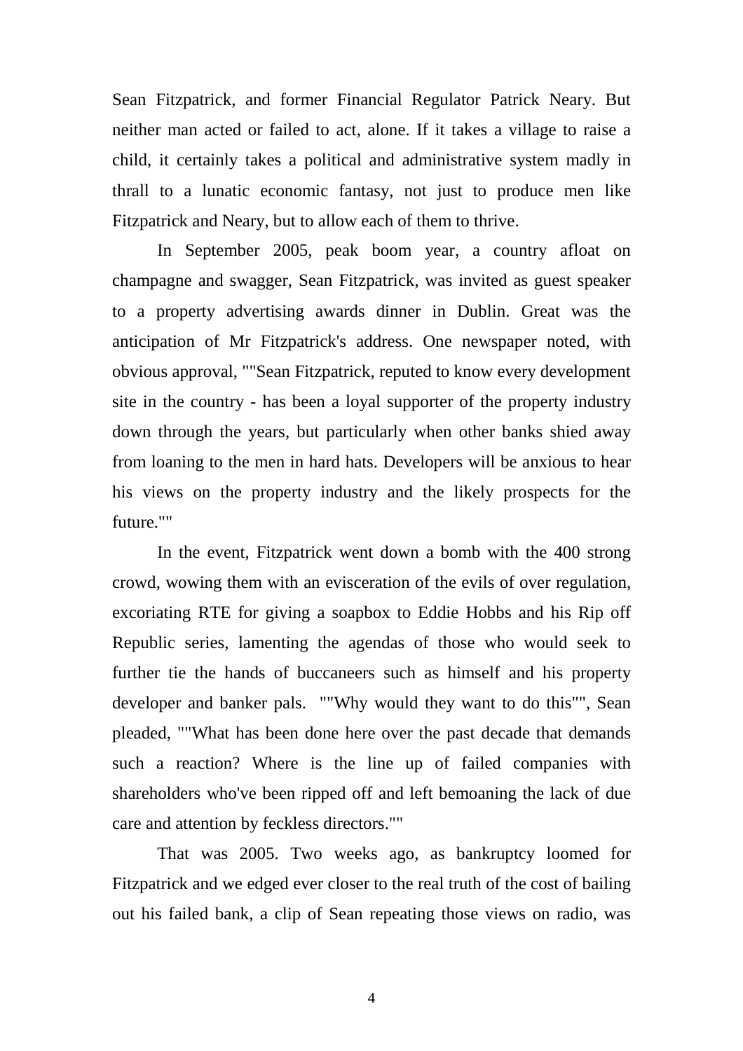Sean Fitzpatrick, and former Financial Regulator Patrick Neary. But neither man acted or failed to act, alone. If it takes a village to raise a child, it certainly takes a political and administrative system madly in thrall to a lunatic economic fantasy, not just to produce men like Fitzpatrick and Neary, but to allow each of them to thrive.

In September 2005, peak boom year, a country afloat on champagne and swagger, Sean Fitzpatrick, was invited as guest speaker to a property advertising awards dinner in Dublin. Great was the anticipation of Mr Fitzpatrick's address. One newspaper noted, with obvious approval, ""Sean Fitzpatrick, reputed to know every development site in the country - has been a loyal supporter of the property industry down through the years, but particularly when other banks shied away from loaning to the men in hard hats. Developers will be anxious to hear his views on the property industry and the likely prospects for the future.""

In the event, Fitzpatrick went down a bomb with the 400 strong crowd, wowing them with an evisceration of the evils of over regulation, excoriating RTE for giving a soapbox to Eddie Hobbs and his Rip off Republic series, lamenting the agendas of those who would seek to further tie the hands of buccaneers such as himself and his property developer and banker pals. ""Why would they want to do this"", Sean pleaded, ""What has been done here over the past decade that demands such a reaction? Where is the line up of failed companies with shareholders who've been ripped off and left bemoaning the lack of due care and attention by feckless directors.""

That was 2005. Two weeks ago, as bankruptcy loomed for Fitzpatrick and we edged ever closer to the real truth of the cost of bailing out his failed bank, a clip of Sean repeating those views on radio, was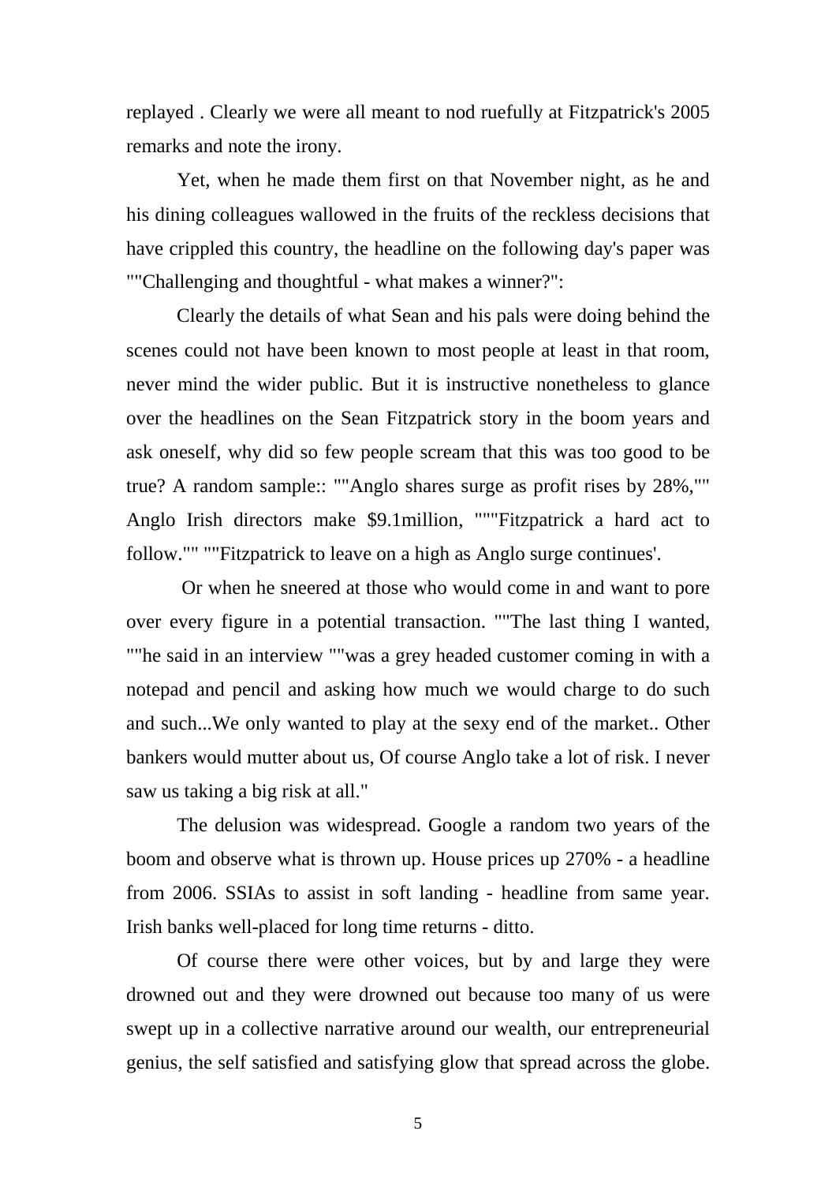replayed . Clearly we were all meant to nod ruefully at Fitzpatrick's 2005 remarks and note the irony.

Yet, when he made them first on that November night, as he and his dining colleagues wallowed in the fruits of the reckless decisions that have crippled this country, the headline on the following day's paper was ""Challenging and thoughtful - what makes a winner?":

Clearly the details of what Sean and his pals were doing behind the scenes could not have been known to most people at least in that room, never mind the wider public. But it is instructive nonetheless to glance over the headlines on the Sean Fitzpatrick story in the boom years and ask oneself, why did so few people scream that this was too good to be true? A random sample:: ""Anglo shares surge as profit rises by 28%,"" Anglo Irish directors make $9.1million, """Fitzpatrick a hard act to follow."" ""Fitzpatrick to leave on a high as Anglo surge continues'.

Or when he sneered at those who would come in and want to pore over every figure in a potential transaction. ""The last thing I wanted, ""he said in an interview ""was a grey headed customer coming in with a notepad and pencil and asking how much we would charge to do such and such...We only wanted to play at the sexy end of the market.. Other bankers would mutter about us, Of course Anglo take a lot of risk. I never saw us taking a big risk at all."

The delusion was widespread. Google a random two years of the boom and observe what is thrown up. House prices up 270% - a headline from 2006. SSIAs to assist in soft landing - headline from same year. Irish banks well-placed for long time returns - ditto.

Of course there were other voices, but by and large they were drowned out and they were drowned out because too many of us were swept up in a collective narrative around our wealth, our entrepreneurial genius, the self satisfied and satisfying glow that spread across the globe.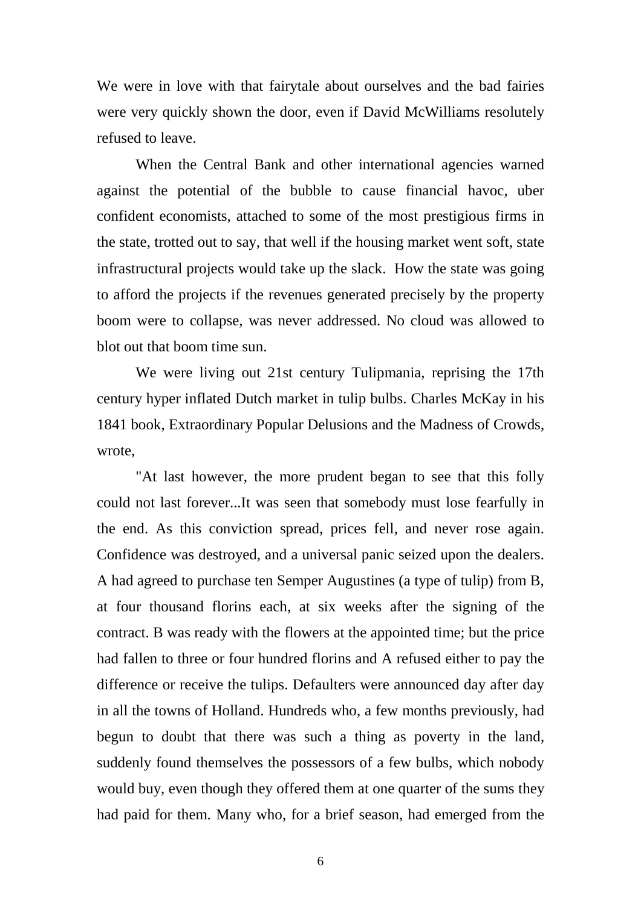We were in love with that fairytale about ourselves and the bad fairies were very quickly shown the door, even if David McWilliams resolutely refused to leave.

When the Central Bank and other international agencies warned against the potential of the bubble to cause financial havoc, uber confident economists, attached to some of the most prestigious firms in the state, trotted out to say, that well if the housing market went soft, state infrastructural projects would take up the slack. How the state was going to afford the projects if the revenues generated precisely by the property boom were to collapse, was never addressed. No cloud was allowed to blot out that boom time sun.

We were living out 21st century Tulipmania, reprising the 17th century hyper inflated Dutch market in tulip bulbs. Charles McKay in his 1841 book, Extraordinary Popular Delusions and the Madness of Crowds, wrote,

"At last however, the more prudent began to see that this folly could not last forever...It was seen that somebody must lose fearfully in the end. As this conviction spread, prices fell, and never rose again. Confidence was destroyed, and a universal panic seized upon the dealers. A had agreed to purchase ten Semper Augustines (a type of tulip) from B, at four thousand florins each, at six weeks after the signing of the contract. B was ready with the flowers at the appointed time; but the price had fallen to three or four hundred florins and A refused either to pay the difference or receive the tulips. Defaulters were announced day after day in all the towns of Holland. Hundreds who, a few months previously, had begun to doubt that there was such a thing as poverty in the land, suddenly found themselves the possessors of a few bulbs, which nobody would buy, even though they offered them at one quarter of the sums they had paid for them. Many who, for a brief season, had emerged from the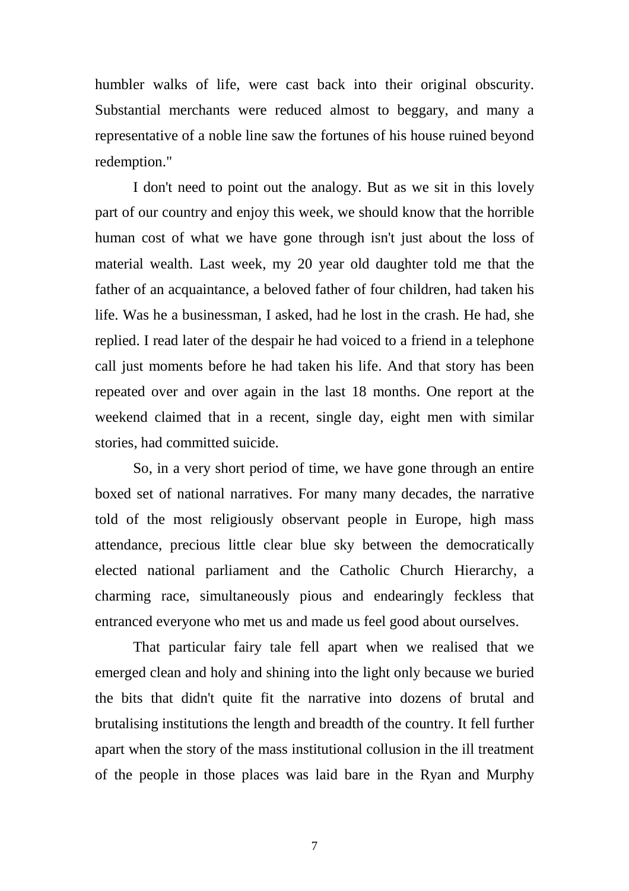humbler walks of life, were cast back into their original obscurity. Substantial merchants were reduced almost to beggary, and many a representative of a noble line saw the fortunes of his house ruined beyond redemption."

I don't need to point out the analogy. But as we sit in this lovely part of our country and enjoy this week, we should know that the horrible human cost of what we have gone through isn't just about the loss of material wealth. Last week, my 20 year old daughter told me that the father of an acquaintance, a beloved father of four children, had taken his life. Was he a businessman, I asked, had he lost in the crash. He had, she replied. I read later of the despair he had voiced to a friend in a telephone call just moments before he had taken his life. And that story has been repeated over and over again in the last 18 months. One report at the weekend claimed that in a recent, single day, eight men with similar stories, had committed suicide.

So, in a very short period of time, we have gone through an entire boxed set of national narratives. For many many decades, the narrative told of the most religiously observant people in Europe, high mass attendance, precious little clear blue sky between the democratically elected national parliament and the Catholic Church Hierarchy, a charming race, simultaneously pious and endearingly feckless that entranced everyone who met us and made us feel good about ourselves.

That particular fairy tale fell apart when we realised that we emerged clean and holy and shining into the light only because we buried the bits that didn't quite fit the narrative into dozens of brutal and brutalising institutions the length and breadth of the country. It fell further apart when the story of the mass institutional collusion in the ill treatment of the people in those places was laid bare in the Ryan and Murphy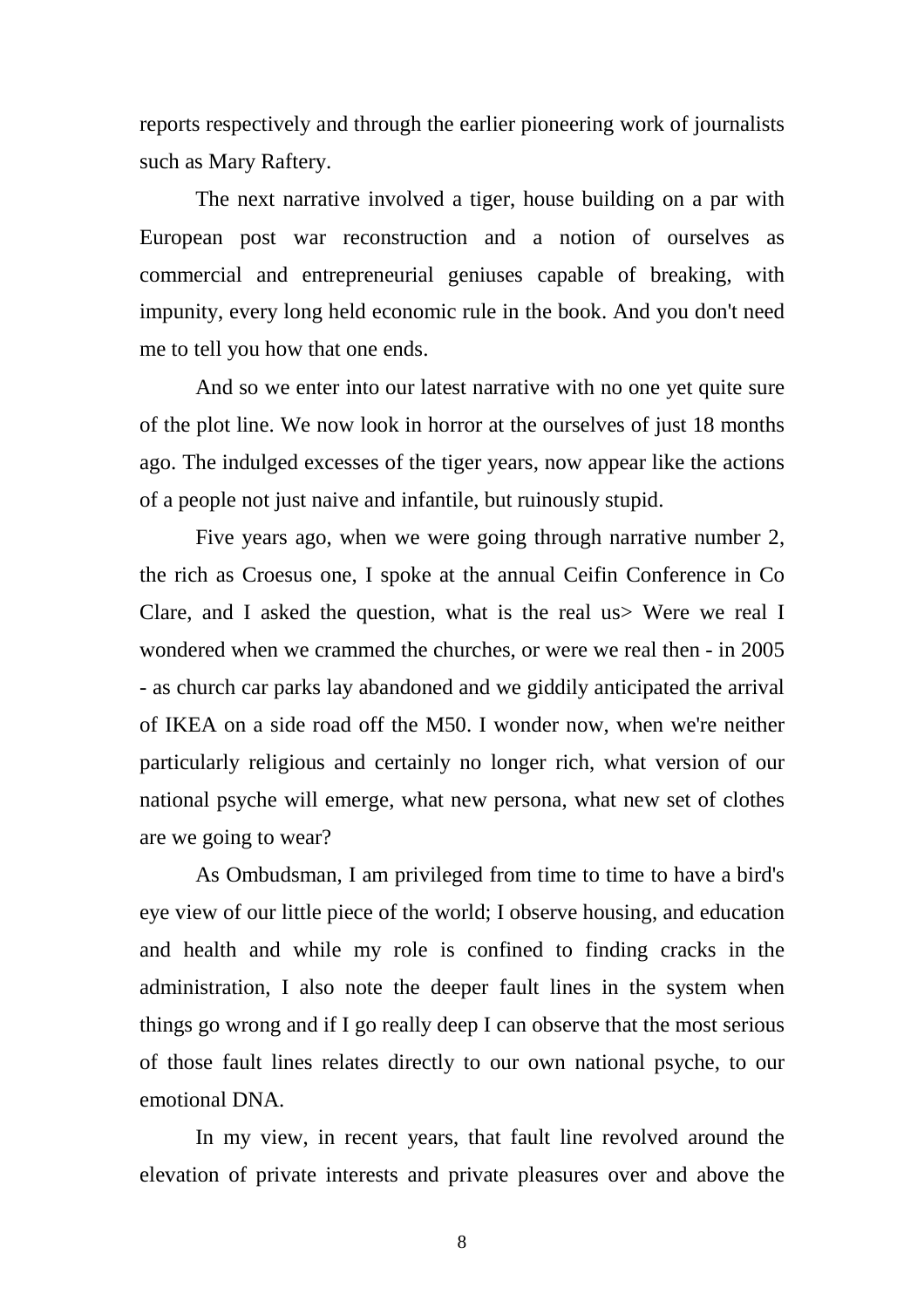reports respectively and through the earlier pioneering work of journalists such as Mary Raftery.

The next narrative involved a tiger, house building on a par with European post war reconstruction and a notion of ourselves as commercial and entrepreneurial geniuses capable of breaking, with impunity, every long held economic rule in the book. And you don't need me to tell you how that one ends.

And so we enter into our latest narrative with no one yet quite sure of the plot line. We now look in horror at the ourselves of just 18 months ago. The indulged excesses of the tiger years, now appear like the actions of a people not just naive and infantile, but ruinously stupid.

Five years ago, when we were going through narrative number 2, the rich as Croesus one, I spoke at the annual Ceifin Conference in Co Clare, and I asked the question, what is the real us> Were we real I wondered when we crammed the churches, or were we real then - in 2005 - as church car parks lay abandoned and we giddily anticipated the arrival of IKEA on a side road off the M50. I wonder now, when we're neither particularly religious and certainly no longer rich, what version of our national psyche will emerge, what new persona, what new set of clothes are we going to wear?

As Ombudsman, I am privileged from time to time to have a bird's eye view of our little piece of the world; I observe housing, and education and health and while my role is confined to finding cracks in the administration, I also note the deeper fault lines in the system when things go wrong and if I go really deep I can observe that the most serious of those fault lines relates directly to our own national psyche, to our emotional DNA.

In my view, in recent years, that fault line revolved around the elevation of private interests and private pleasures over and above the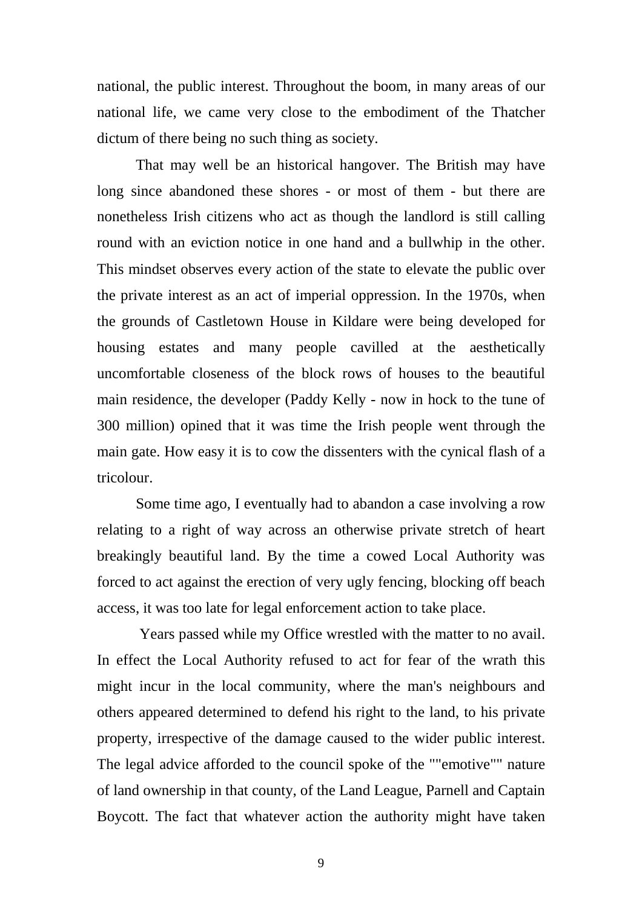national, the public interest. Throughout the boom, in many areas of our national life, we came very close to the embodiment of the Thatcher dictum of there being no such thing as society.

That may well be an historical hangover. The British may have long since abandoned these shores - or most of them - but there are nonetheless Irish citizens who act as though the landlord is still calling round with an eviction notice in one hand and a bullwhip in the other. This mindset observes every action of the state to elevate the public over the private interest as an act of imperial oppression. In the 1970s, when the grounds of Castletown House in Kildare were being developed for housing estates and many people cavilled at the aesthetically uncomfortable closeness of the block rows of houses to the beautiful main residence, the developer (Paddy Kelly - now in hock to the tune of 300 million) opined that it was time the Irish people went through the main gate. How easy it is to cow the dissenters with the cynical flash of a tricolour.

Some time ago, I eventually had to abandon a case involving a row relating to a right of way across an otherwise private stretch of heart breakingly beautiful land. By the time a cowed Local Authority was forced to act against the erection of very ugly fencing, blocking off beach access, it was too late for legal enforcement action to take place.

Years passed while my Office wrestled with the matter to no avail. In effect the Local Authority refused to act for fear of the wrath this might incur in the local community, where the man's neighbours and others appeared determined to defend his right to the land, to his private property, irrespective of the damage caused to the wider public interest. The legal advice afforded to the council spoke of the ""emotive"" nature of land ownership in that county, of the Land League, Parnell and Captain Boycott. The fact that whatever action the authority might have taken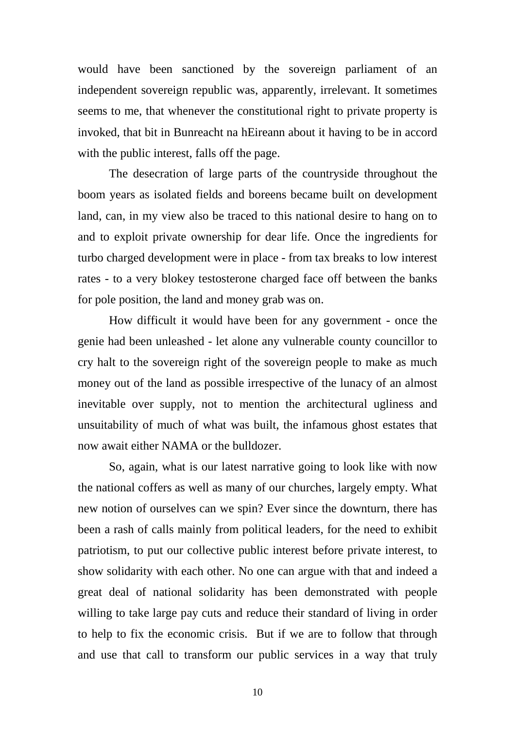would have been sanctioned by the sovereign parliament of an independent sovereign republic was, apparently, irrelevant. It sometimes seems to me, that whenever the constitutional right to private property is invoked, that bit in Bunreacht na hEireann about it having to be in accord with the public interest, falls off the page.

The desecration of large parts of the countryside throughout the boom years as isolated fields and boreens became built on development land, can, in my view also be traced to this national desire to hang on to and to exploit private ownership for dear life. Once the ingredients for turbo charged development were in place - from tax breaks to low interest rates - to a very blokey testosterone charged face off between the banks for pole position, the land and money grab was on.

How difficult it would have been for any government - once the genie had been unleashed - let alone any vulnerable county councillor to cry halt to the sovereign right of the sovereign people to make as much money out of the land as possible irrespective of the lunacy of an almost inevitable over supply, not to mention the architectural ugliness and unsuitability of much of what was built, the infamous ghost estates that now await either NAMA or the bulldozer.

So, again, what is our latest narrative going to look like with now the national coffers as well as many of our churches, largely empty. What new notion of ourselves can we spin? Ever since the downturn, there has been a rash of calls mainly from political leaders, for the need to exhibit patriotism, to put our collective public interest before private interest, to show solidarity with each other. No one can argue with that and indeed a great deal of national solidarity has been demonstrated with people willing to take large pay cuts and reduce their standard of living in order to help to fix the economic crisis. But if we are to follow that through and use that call to transform our public services in a way that truly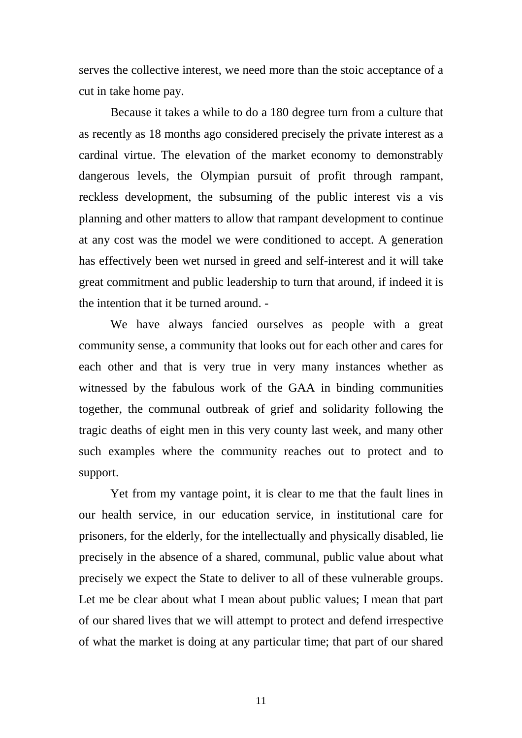serves the collective interest, we need more than the stoic acceptance of a cut in take home pay.

Because it takes a while to do a 180 degree turn from a culture that as recently as 18 months ago considered precisely the private interest as a cardinal virtue. The elevation of the market economy to demonstrably dangerous levels, the Olympian pursuit of profit through rampant, reckless development, the subsuming of the public interest vis a vis planning and other matters to allow that rampant development to continue at any cost was the model we were conditioned to accept. A generation has effectively been wet nursed in greed and self-interest and it will take great commitment and public leadership to turn that around, if indeed it is the intention that it be turned around. -

We have always fancied ourselves as people with a great community sense, a community that looks out for each other and cares for each other and that is very true in very many instances whether as witnessed by the fabulous work of the GAA in binding communities together, the communal outbreak of grief and solidarity following the tragic deaths of eight men in this very county last week, and many other such examples where the community reaches out to protect and to support.

Yet from my vantage point, it is clear to me that the fault lines in our health service, in our education service, in institutional care for prisoners, for the elderly, for the intellectually and physically disabled, lie precisely in the absence of a shared, communal, public value about what precisely we expect the State to deliver to all of these vulnerable groups. Let me be clear about what I mean about public values; I mean that part of our shared lives that we will attempt to protect and defend irrespective of what the market is doing at any particular time; that part of our shared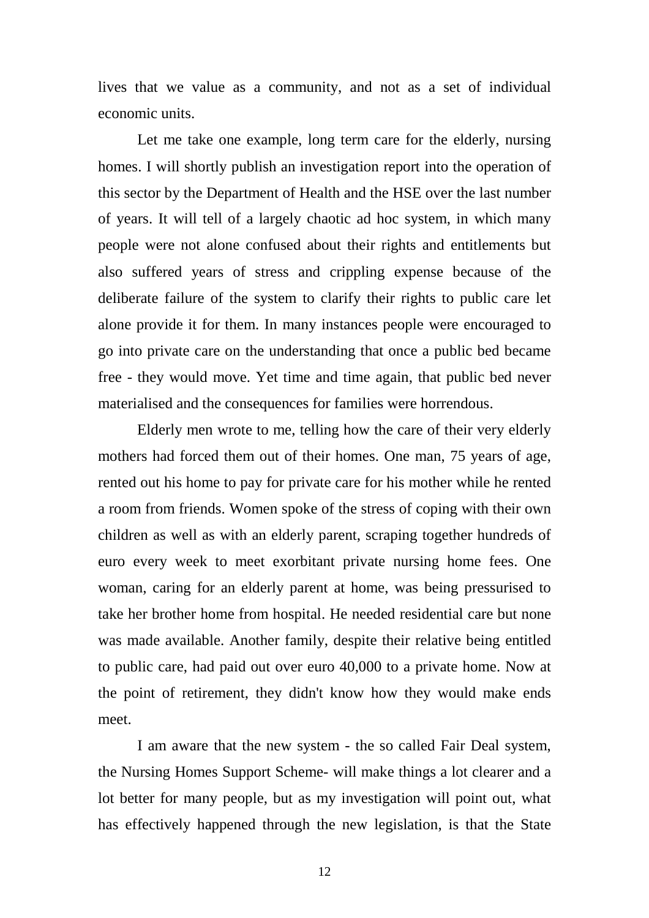lives that we value as a community, and not as a set of individual economic units.

Let me take one example, long term care for the elderly, nursing homes. I will shortly publish an investigation report into the operation of this sector by the Department of Health and the HSE over the last number of years. It will tell of a largely chaotic ad hoc system, in which many people were not alone confused about their rights and entitlements but also suffered years of stress and crippling expense because of the deliberate failure of the system to clarify their rights to public care let alone provide it for them. In many instances people were encouraged to go into private care on the understanding that once a public bed became free - they would move. Yet time and time again, that public bed never materialised and the consequences for families were horrendous.

Elderly men wrote to me, telling how the care of their very elderly mothers had forced them out of their homes. One man, 75 years of age, rented out his home to pay for private care for his mother while he rented a room from friends. Women spoke of the stress of coping with their own children as well as with an elderly parent, scraping together hundreds of euro every week to meet exorbitant private nursing home fees. One woman, caring for an elderly parent at home, was being pressurised to take her brother home from hospital. He needed residential care but none was made available. Another family, despite their relative being entitled to public care, had paid out over euro 40,000 to a private home. Now at the point of retirement, they didn't know how they would make ends meet.

I am aware that the new system - the so called Fair Deal system, the Nursing Homes Support Scheme- will make things a lot clearer and a lot better for many people, but as my investigation will point out, what has effectively happened through the new legislation, is that the State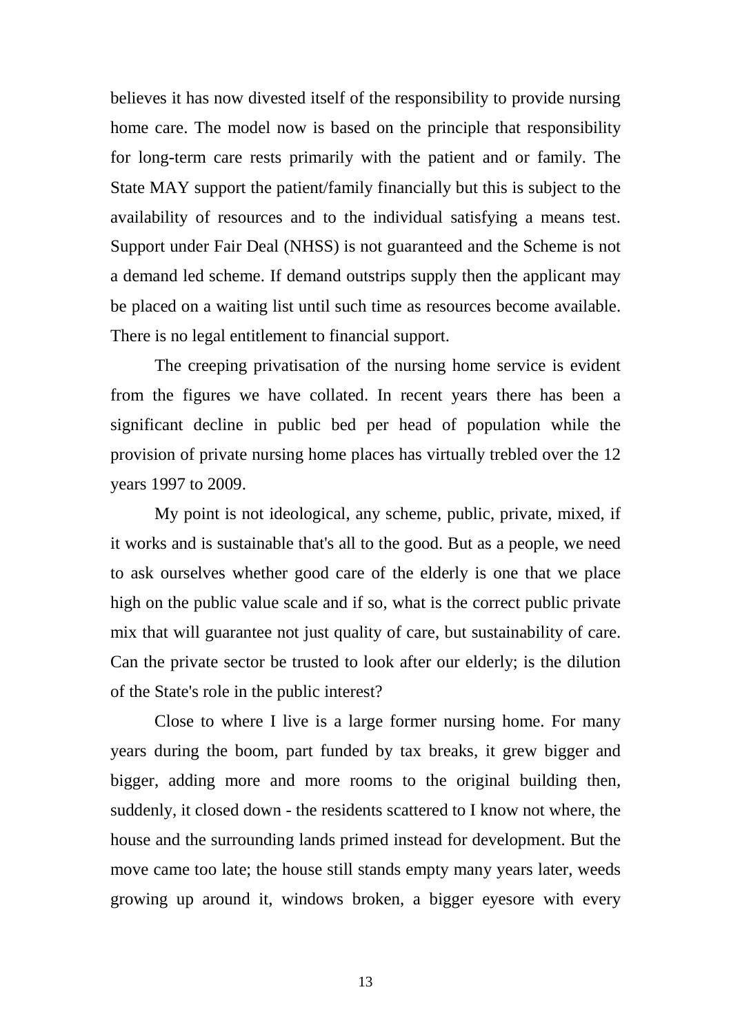believes it has now divested itself of the responsibility to provide nursing home care. The model now is based on the principle that responsibility for long-term care rests primarily with the patient and or family. The State MAY support the patient/family financially but this is subject to the availability of resources and to the individual satisfying a means test. Support under Fair Deal (NHSS) is not guaranteed and the Scheme is not a demand led scheme. If demand outstrips supply then the applicant may be placed on a waiting list until such time as resources become available. There is no legal entitlement to financial support.

The creeping privatisation of the nursing home service is evident from the figures we have collated. In recent years there has been a significant decline in public bed per head of population while the provision of private nursing home places has virtually trebled over the 12 years 1997 to 2009.

My point is not ideological, any scheme, public, private, mixed, if it works and is sustainable that's all to the good. But as a people, we need to ask ourselves whether good care of the elderly is one that we place high on the public value scale and if so, what is the correct public private mix that will guarantee not just quality of care, but sustainability of care. Can the private sector be trusted to look after our elderly; is the dilution of the State's role in the public interest?

Close to where I live is a large former nursing home. For many years during the boom, part funded by tax breaks, it grew bigger and bigger, adding more and more rooms to the original building then, suddenly, it closed down - the residents scattered to I know not where, the house and the surrounding lands primed instead for development. But the move came too late; the house still stands empty many years later, weeds growing up around it, windows broken, a bigger eyesore with every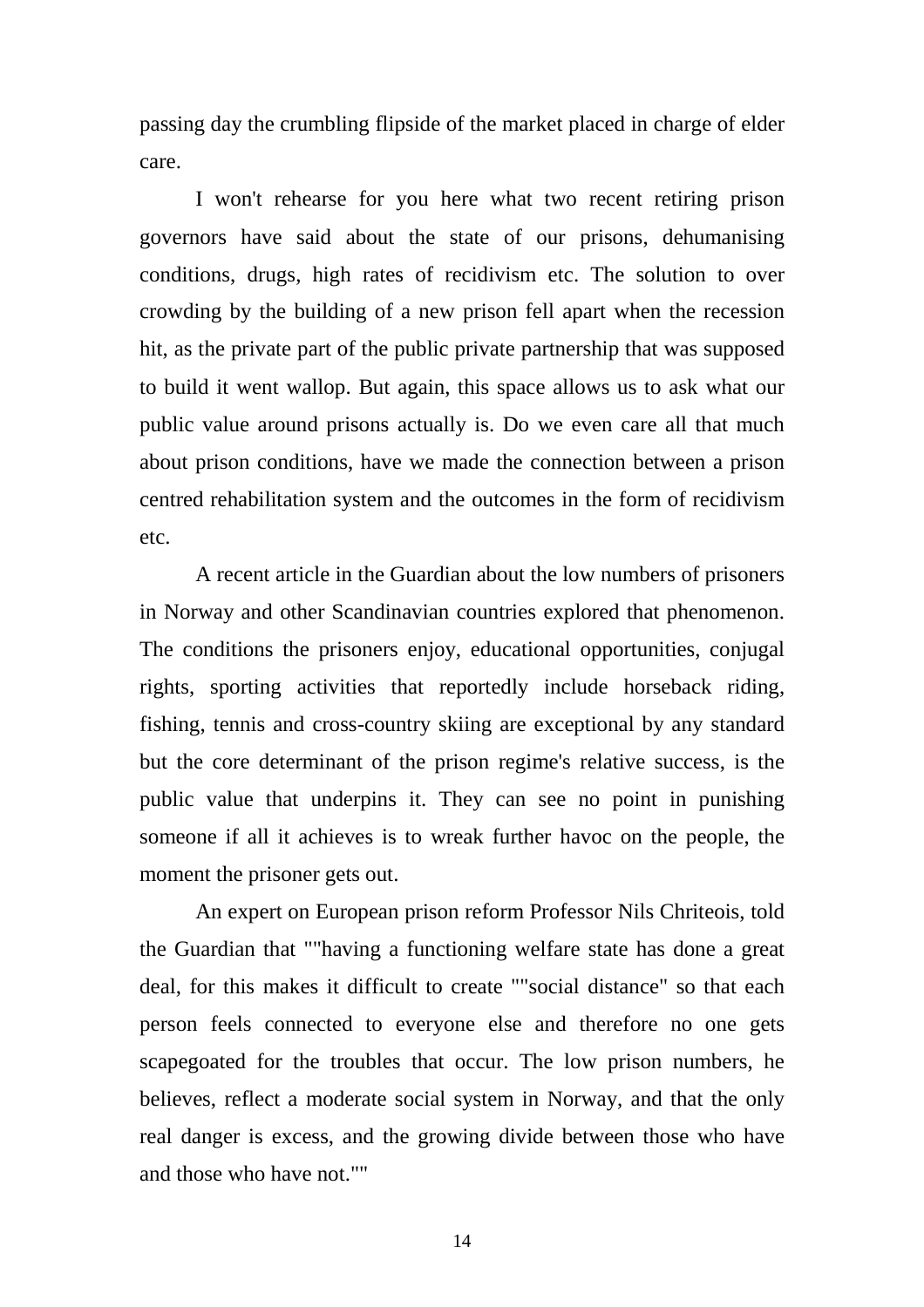passing day the crumbling flipside of the market placed in charge of elder care.

I won't rehearse for you here what two recent retiring prison governors have said about the state of our prisons, dehumanising conditions, drugs, high rates of recidivism etc. The solution to over crowding by the building of a new prison fell apart when the recession hit, as the private part of the public private partnership that was supposed to build it went wallop. But again, this space allows us to ask what our public value around prisons actually is. Do we even care all that much about prison conditions, have we made the connection between a prison centred rehabilitation system and the outcomes in the form of recidivism etc.

A recent article in the Guardian about the low numbers of prisoners in Norway and other Scandinavian countries explored that phenomenon. The conditions the prisoners enjoy, educational opportunities, conjugal rights, sporting activities that reportedly include horseback riding, fishing, tennis and cross-country skiing are exceptional by any standard but the core determinant of the prison regime's relative success, is the public value that underpins it. They can see no point in punishing someone if all it achieves is to wreak further havoc on the people, the moment the prisoner gets out.

An expert on European prison reform Professor Nils Chriteois, told the Guardian that ""having a functioning welfare state has done a great deal, for this makes it difficult to create ""social distance" so that each person feels connected to everyone else and therefore no one gets scapegoated for the troubles that occur. The low prison numbers, he believes, reflect a moderate social system in Norway, and that the only real danger is excess, and the growing divide between those who have and those who have not.""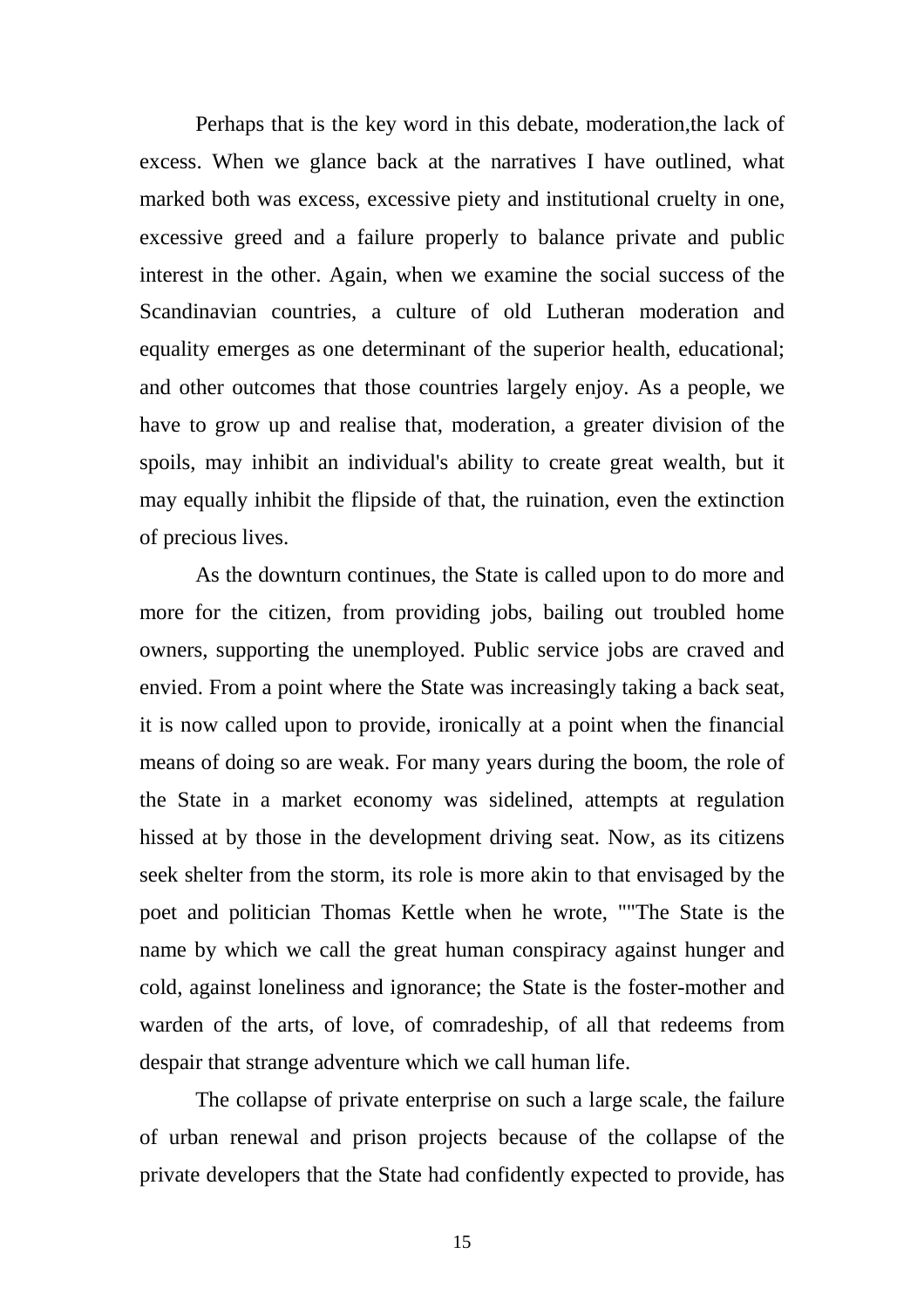Perhaps that is the key word in this debate, moderation,the lack of excess. When we glance back at the narratives I have outlined, what marked both was excess, excessive piety and institutional cruelty in one, excessive greed and a failure properly to balance private and public interest in the other. Again, when we examine the social success of the Scandinavian countries, a culture of old Lutheran moderation and equality emerges as one determinant of the superior health, educational; and other outcomes that those countries largely enjoy. As a people, we have to grow up and realise that, moderation, a greater division of the spoils, may inhibit an individual's ability to create great wealth, but it may equally inhibit the flipside of that, the ruination, even the extinction of precious lives.

As the downturn continues, the State is called upon to do more and more for the citizen, from providing jobs, bailing out troubled home owners, supporting the unemployed. Public service jobs are craved and envied. From a point where the State was increasingly taking a back seat, it is now called upon to provide, ironically at a point when the financial means of doing so are weak. For many years during the boom, the role of the State in a market economy was sidelined, attempts at regulation hissed at by those in the development driving seat. Now, as its citizens seek shelter from the storm, its role is more akin to that envisaged by the poet and politician Thomas Kettle when he wrote, ""The State is the name by which we call the great human conspiracy against hunger and cold, against loneliness and ignorance; the State is the foster-mother and warden of the arts, of love, of comradeship, of all that redeems from despair that strange adventure which we call human life.

The collapse of private enterprise on such a large scale, the failure of urban renewal and prison projects because of the collapse of the private developers that the State had confidently expected to provide, has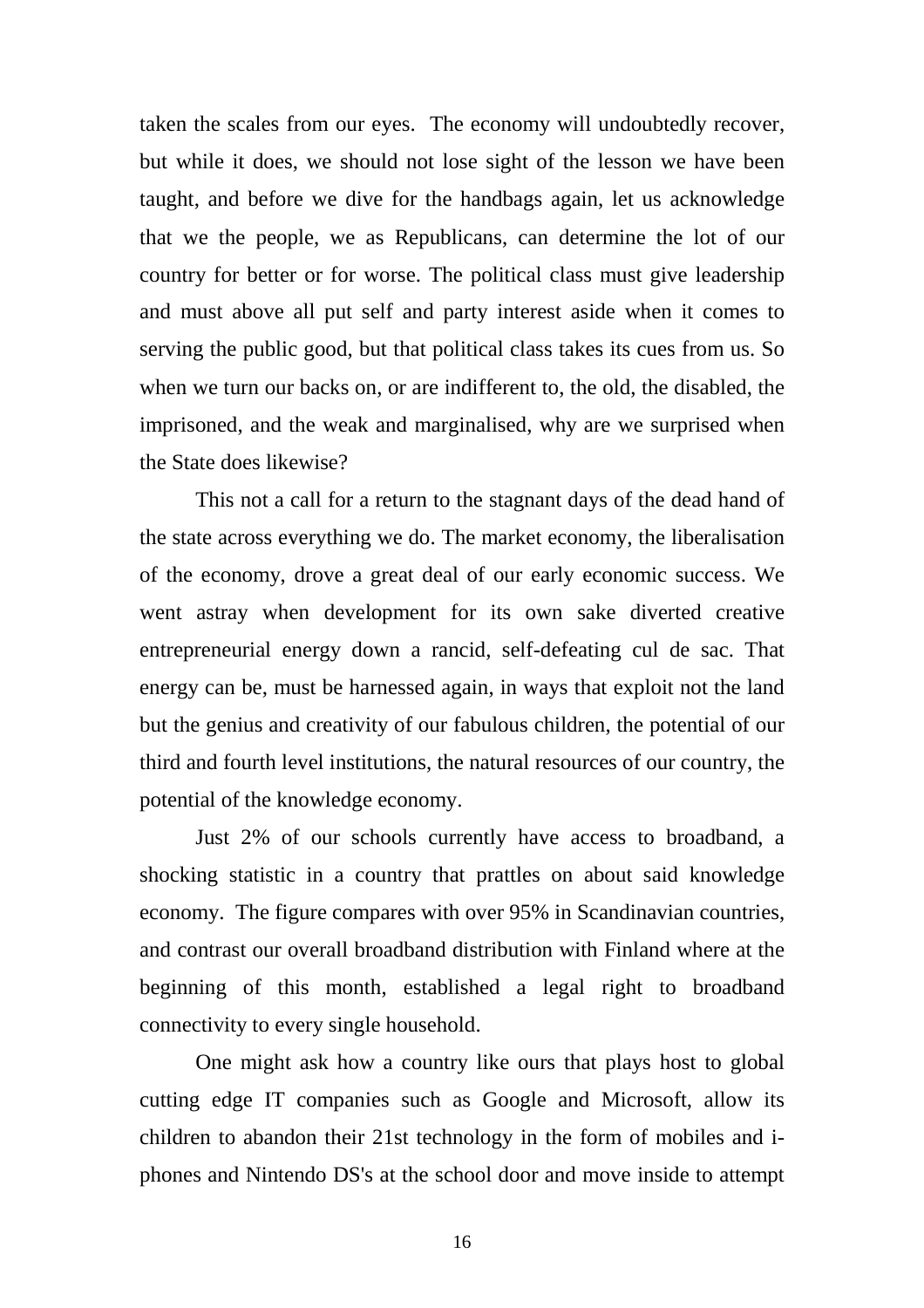taken the scales from our eyes. The economy will undoubtedly recover, but while it does, we should not lose sight of the lesson we have been taught, and before we dive for the handbags again, let us acknowledge that we the people, we as Republicans, can determine the lot of our country for better or for worse. The political class must give leadership and must above all put self and party interest aside when it comes to serving the public good, but that political class takes its cues from us. So when we turn our backs on, or are indifferent to, the old, the disabled, the imprisoned, and the weak and marginalised, why are we surprised when the State does likewise?

This not a call for a return to the stagnant days of the dead hand of the state across everything we do. The market economy, the liberalisation of the economy, drove a great deal of our early economic success. We went astray when development for its own sake diverted creative entrepreneurial energy down a rancid, self-defeating cul de sac. That energy can be, must be harnessed again, in ways that exploit not the land but the genius and creativity of our fabulous children, the potential of our third and fourth level institutions, the natural resources of our country, the potential of the knowledge economy.

Just 2% of our schools currently have access to broadband, a shocking statistic in a country that prattles on about said knowledge economy. The figure compares with over 95% in Scandinavian countries, and contrast our overall broadband distribution with Finland where at the beginning of this month, established a legal right to broadband connectivity to every single household.

One might ask how a country like ours that plays host to global cutting edge IT companies such as Google and Microsoft, allow its children to abandon their 21st technology in the form of mobiles and i-phones and Nintendo DS's at the school door and move inside to attempt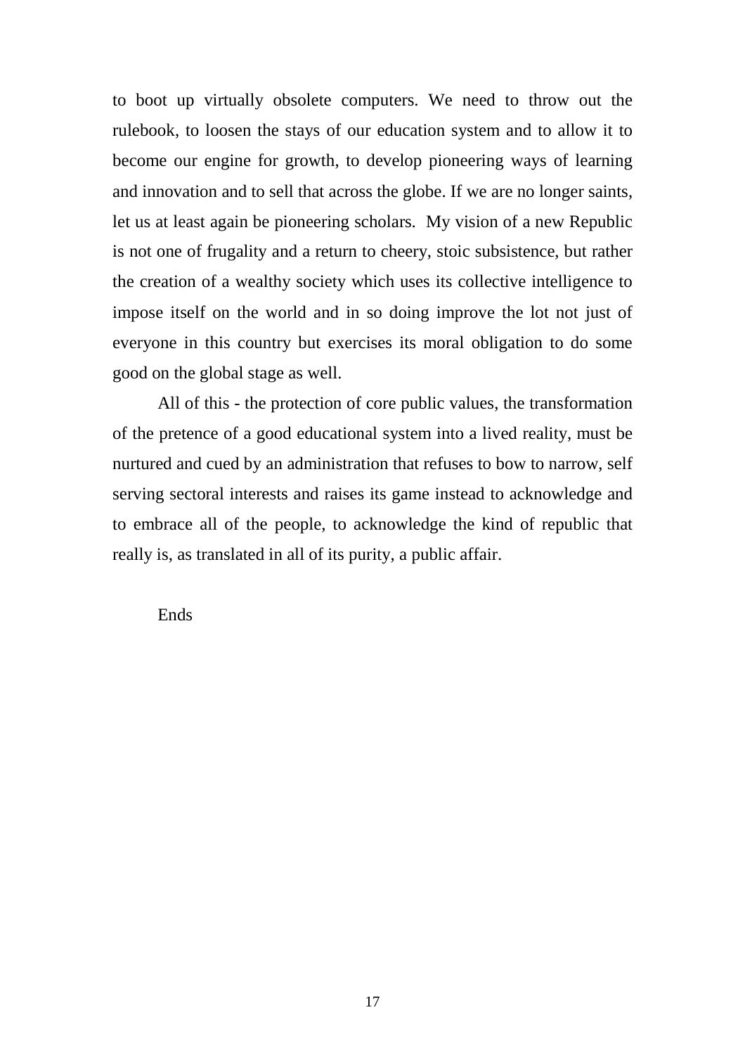to boot up virtually obsolete computers. We need to throw out the rulebook, to loosen the stays of our education system and to allow it to become our engine for growth, to develop pioneering ways of learning and innovation and to sell that across the globe. If we are no longer saints, let us at least again be pioneering scholars.  My vision of a new Republic is not one of frugality and a return to cheery, stoic subsistence, but rather the creation of a wealthy society which uses its collective intelligence to impose itself on the world and in so doing improve the lot not just of everyone in this country but exercises its moral obligation to do some good on the global stage as well.

All of this - the protection of core public values, the transformation of the pretence of a good educational system into a lived reality, must be nurtured and cued by an administration that refuses to bow to narrow, self serving sectoral interests and raises its game instead to acknowledge and to embrace all of the people, to acknowledge the kind of republic that really is, as translated in all of its purity, a public affair.

Ends